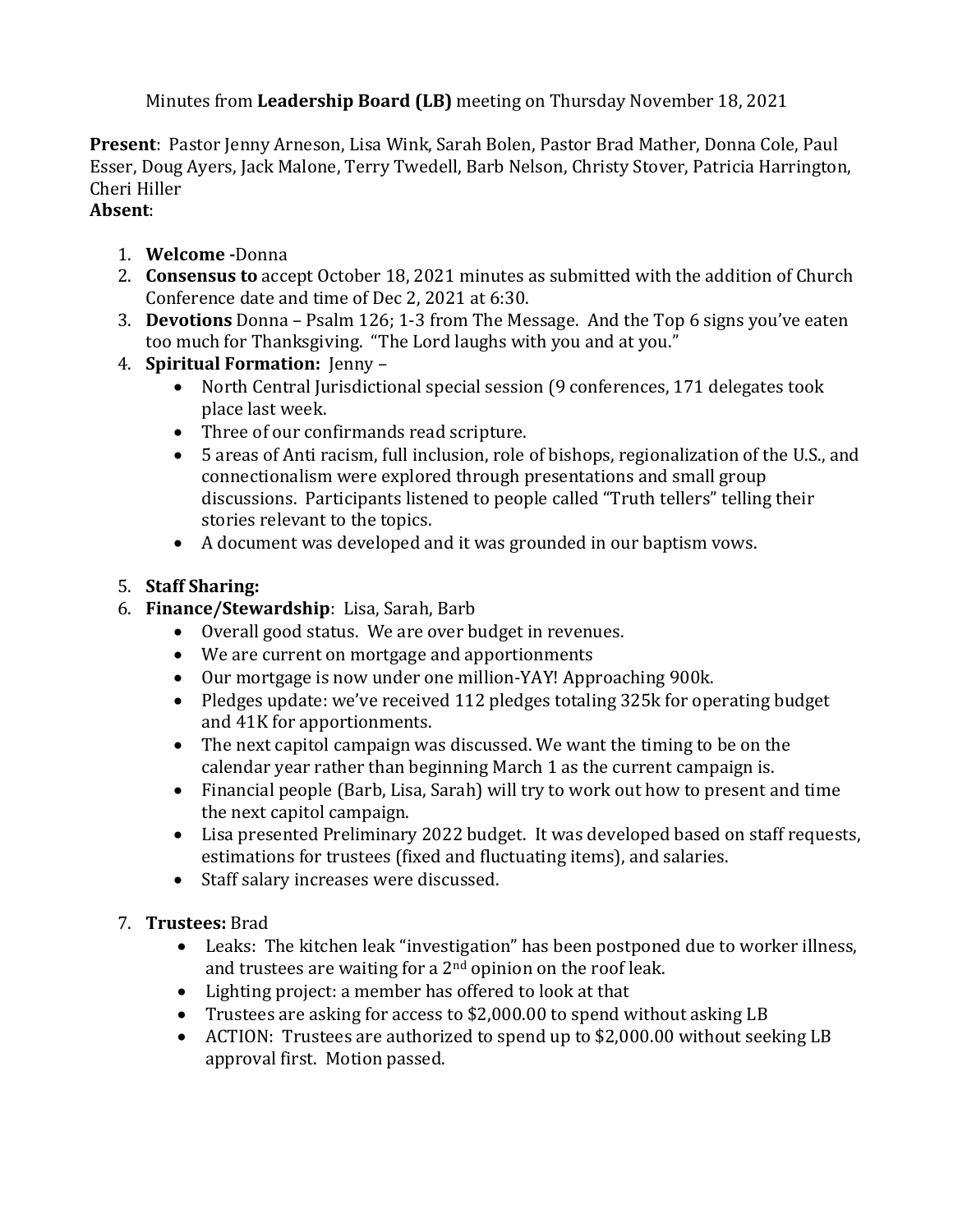Minutes from **Leadership Board (LB)** meeting on Thursday November 18, 2021

**Present**: Pastor Jenny Arneson, Lisa Wink, Sarah Bolen, Pastor Brad Mather, Donna Cole, Paul Esser, Doug Ayers, Jack Malone, Terry Twedell, Barb Nelson, Christy Stover, Patricia Harrington, Cheri Hiller
**Absent**:

1. **Welcome -**Donna
2. **Consensus to** accept October 18, 2021 minutes as submitted with the addition of Church Conference date and time of Dec 2, 2021 at 6:30.
3. **Devotions** Donna – Psalm 126; 1-3 from The Message. And the Top 6 signs you've eaten too much for Thanksgiving. "The Lord laughs with you and at you."
4. **Spiritual Formation:** Jenny –
   - North Central Jurisdictional special session (9 conferences, 171 delegates took place last week.
   - Three of our confirmands read scripture.
   - 5 areas of Anti racism, full inclusion, role of bishops, regionalization of the U.S., and connectionalism were explored through presentations and small group discussions. Participants listened to people called "Truth tellers" telling their stories relevant to the topics.
   - A document was developed and it was grounded in our baptism vows.
5. **Staff Sharing:**
6. **Finance/Stewardship**: Lisa, Sarah, Barb
   - Overall good status. We are over budget in revenues.
   - We are current on mortgage and apportionments
   - Our mortgage is now under one million-YAY! Approaching 900k.
   - Pledges update: we've received 112 pledges totaling 325k for operating budget and 41K for apportionments.
   - The next capitol campaign was discussed. We want the timing to be on the calendar year rather than beginning March 1 as the current campaign is.
   - Financial people (Barb, Lisa, Sarah) will try to work out how to present and time the next capitol campaign.
   - Lisa presented Preliminary 2022 budget. It was developed based on staff requests, estimations for trustees (fixed and fluctuating items), and salaries.
   - Staff salary increases were discussed.
7. **Trustees:** Brad
   - Leaks: The kitchen leak "investigation" has been postponed due to worker illness, and trustees are waiting for a 2nd opinion on the roof leak.
   - Lighting project: a member has offered to look at that
   - Trustees are asking for access to $2,000.00 to spend without asking LB
   - ACTION: Trustees are authorized to spend up to $2,000.00 without seeking LB approval first. Motion passed.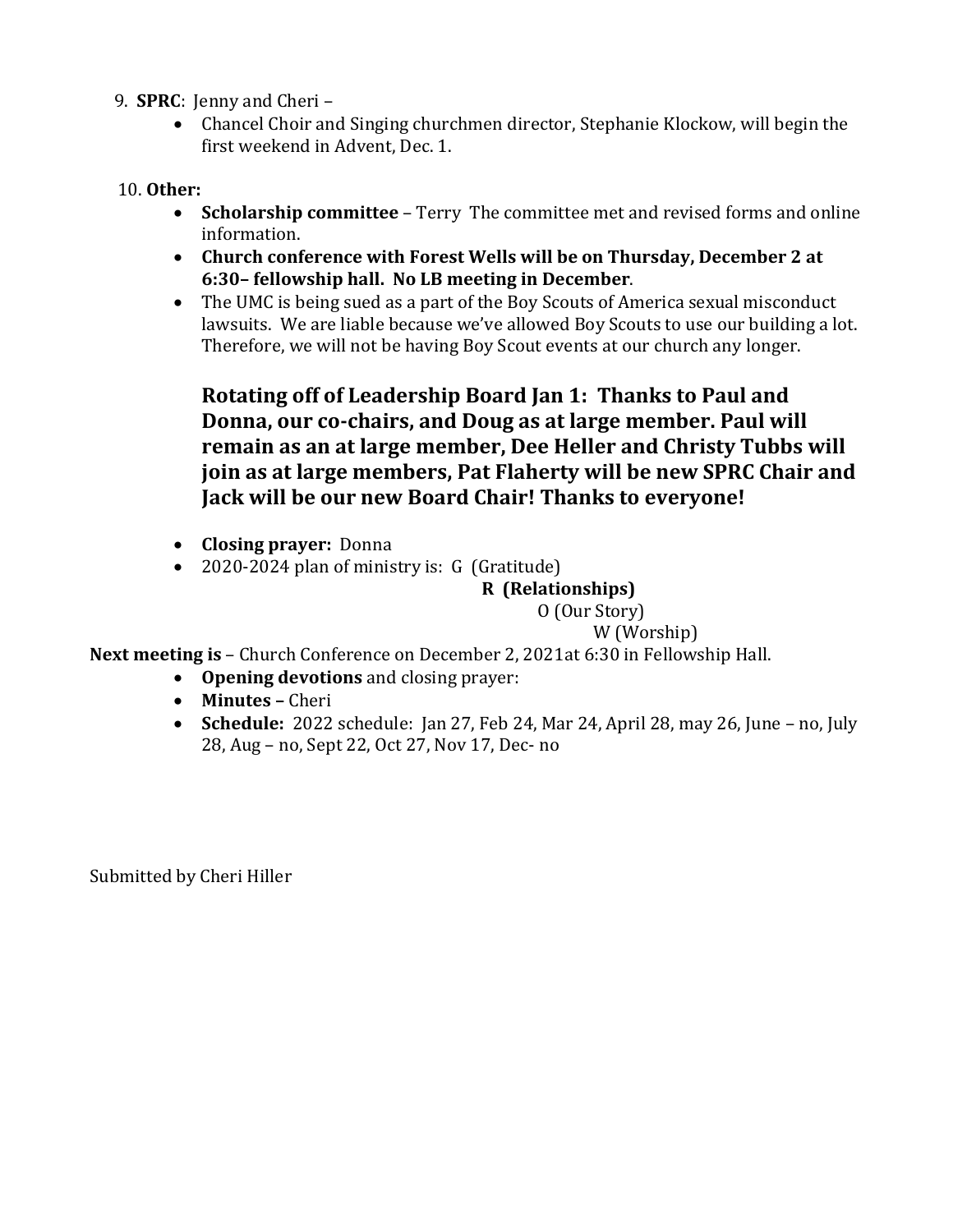9. **SPRC**: Jenny and Cheri –
    - Chancel Choir and Singing churchmen director, Stephanie Klockow, will begin the first weekend in Advent, Dec. 1.

10. **Other:**
    - **Scholarship committee** – Terry The committee met and revised forms and online information.
    - **Church conference with Forest Wells will be on Thursday, December 2 at 6:30– fellowship hall. No LB meeting in December**.
    - The UMC is being sued as a part of the Boy Scouts of America sexual misconduct lawsuits. We are liable because we've allowed Boy Scouts to use our building a lot. Therefore, we will not be having Boy Scout events at our church any longer.

    **Rotating off of Leadership Board Jan 1: Thanks to Paul and Donna, our co-chairs, and Doug as at large member. Paul will remain as an at large member, Dee Heller and Christy Tubbs will join as at large members, Pat Flaherty will be new SPRC Chair and Jack will be our new Board Chair! Thanks to everyone!**

    - **Closing prayer:** Donna
    - 2020-2024 plan of ministry is: G (Gratitude)
      **R (Relationships)**
      O (Our Story)
      W (Worship)

**Next meeting is** – Church Conference on December 2, 2021at 6:30 in Fellowship Hall.

- **Opening devotions** and closing prayer:
- **Minutes –** Cheri
- **Schedule:** 2022 schedule: Jan 27, Feb 24, Mar 24, April 28, may 26, June – no, July 28, Aug – no, Sept 22, Oct 27, Nov 17, Dec- no

Submitted by Cheri Hiller